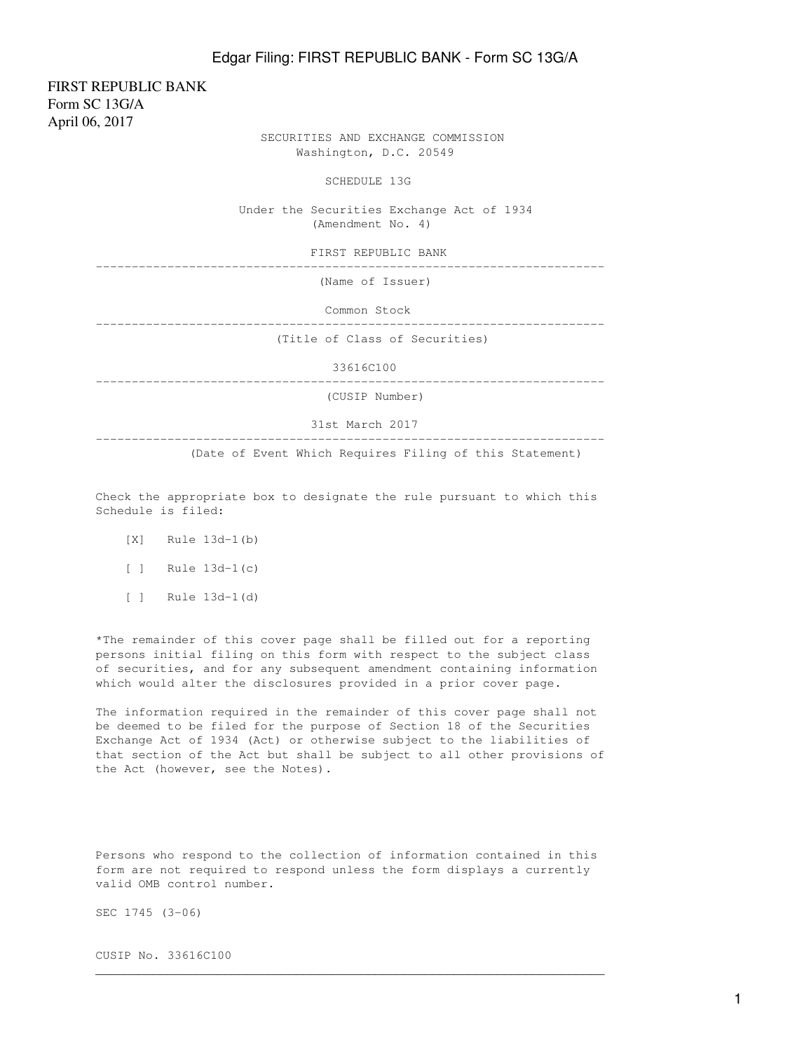FIRST REPUBLIC BANK
Form SC 13G/A
April 06, 2017

SECURITIES AND EXCHANGE COMMISSION
Washington, D.C. 20549

SCHEDULE 13G

Under the Securities Exchange Act of 1934
(Amendment No. 4)

FIRST REPUBLIC BANK

---

(Name of Issuer)

Common Stock

---

(Title of Class of Securities)

33616C100

---

(CUSIP Number)

31st March 2017

---

(Date of Event Which Requires Filing of this Statement)

Check the appropriate box to designate the rule pursuant to which this Schedule is filed:

[X] Rule 13d-1(b)

[ ] Rule 13d-1(c)

[ ] Rule 13d-1(d)

*The remainder of this cover page shall be filled out for a reporting persons initial filing on this form with respect to the subject class of securities, and for any subsequent amendment containing information which would alter the disclosures provided in a prior cover page.

The information required in the remainder of this cover page shall not be deemed to be filed for the purpose of Section 18 of the Securities Exchange Act of 1934 (Act) or otherwise subject to the liabilities of that section of the Act but shall be subject to all other provisions of the Act (however, see the Notes).

Persons who respond to the collection of information contained in this form are not required to respond unless the form displays a currently valid OMB control number.

SEC 1745 (3-06)

CUSIP No. 33616C100

---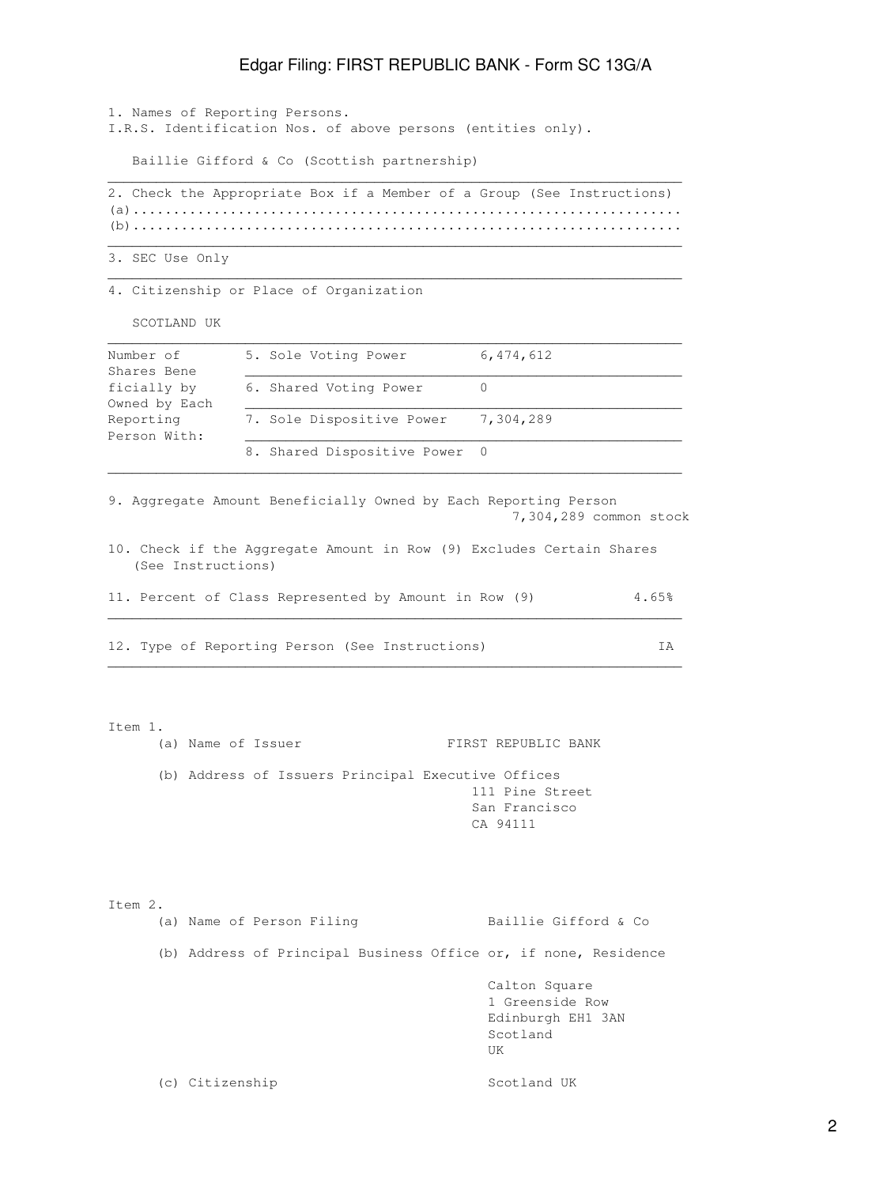1. Names of Reporting Persons.
I.R.S. Identification Nos. of above persons (entities only).

Baillie Gifford & Co (Scottish partnership)

2. Check the Appropriate Box if a Member of a Group (See Instructions)
(a).................................................................
(b).................................................................

3. SEC Use Only

4. Citizenship or Place of Organization

SCOTLAND UK

| Number of Shares Beneficially by Owned by Each Reporting Person With: | | |
|---|---|---|
| | 5. Sole Voting Power | 6,474,612 |
| | 6. Shared Voting Power | 0 |
| | 7. Sole Dispositive Power | 7,304,289 |
| | 8. Shared Dispositive Power | 0 |

9. Aggregate Amount Beneficially Owned by Each Reporting Person
7,304,289 common stock

10. Check if the Aggregate Amount in Row (9) Excludes Certain Shares
(See Instructions)

11. Percent of Class Represented by Amount in Row (9) 4.65%

12. Type of Reporting Person (See Instructions) IA

Item 1.

(a) Name of Issuer FIRST REPUBLIC BANK

(b) Address of Issuers Principal Executive Offices
111 Pine Street
San Francisco
CA 94111

Item 2.

(a) Name of Person Filing Baillie Gifford & Co

(b) Address of Principal Business Office or, if none, Residence

Calton Square
1 Greenside Row
Edinburgh EH1 3AN
Scotland
UK

(c) Citizenship Scotland UK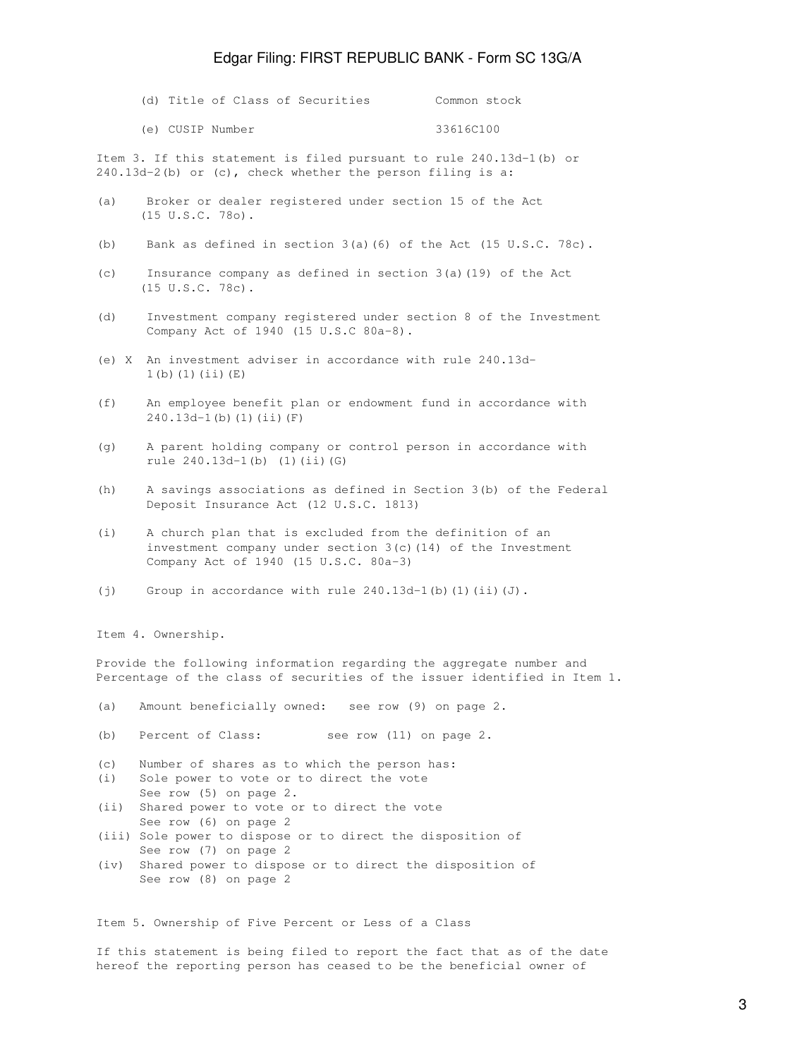(d) Title of Class of Securities Common stock

(e) CUSIP Number 33616C100

Item 3. If this statement is filed pursuant to rule 240.13d-1(b) or 240.13d-2(b) or (c), check whether the person filing is a:

(a) Broker or dealer registered under section 15 of the Act (15 U.S.C. 78o).

(b) Bank as defined in section 3(a)(6) of the Act (15 U.S.C. 78c).

(c) Insurance company as defined in section 3(a)(19) of the Act (15 U.S.C. 78c).

(d) Investment company registered under section 8 of the Investment Company Act of 1940 (15 U.S.C 80a-8).

(e) X An investment adviser in accordance with rule 240.13d-1(b)(1)(ii)(E)

(f) An employee benefit plan or endowment fund in accordance with 240.13d-1(b)(1)(ii)(F)

(g) A parent holding company or control person in accordance with rule 240.13d-1(b) (1)(ii)(G)

(h) A savings associations as defined in Section 3(b) of the Federal Deposit Insurance Act (12 U.S.C. 1813)

(i) A church plan that is excluded from the definition of an investment company under section 3(c)(14) of the Investment Company Act of 1940 (15 U.S.C. 80a-3)

(j) Group in accordance with rule 240.13d-1(b)(1)(ii)(J).

Item 4. Ownership.

Provide the following information regarding the aggregate number and Percentage of the class of securities of the issuer identified in Item 1.

(a) Amount beneficially owned: see row (9) on page 2.

(b) Percent of Class: see row (11) on page 2.

(c) Number of shares as to which the person has:

(i) Sole power to vote or to direct the vote
See row (5) on page 2.

(ii) Shared power to vote or to direct the vote
See row (6) on page 2

(iii) Sole power to dispose or to direct the disposition of
See row (7) on page 2

(iv) Shared power to dispose or to direct the disposition of
See row (8) on page 2

Item 5. Ownership of Five Percent or Less of a Class

If this statement is being filed to report the fact that as of the date hereof the reporting person has ceased to be the beneficial owner of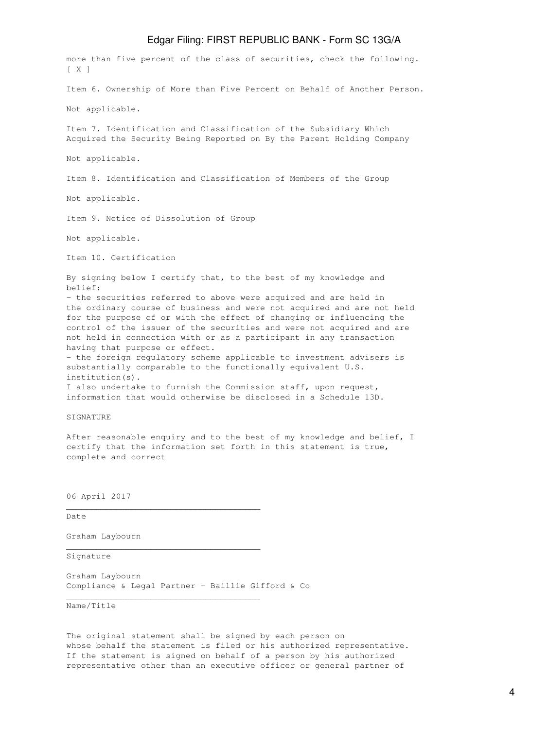more than five percent of the class of securities, check the following. [ X ]

Item 6. Ownership of More than Five Percent on Behalf of Another Person.

Not applicable.

Item 7. Identification and Classification of the Subsidiary Which Acquired the Security Being Reported on By the Parent Holding Company

Not applicable.

Item 8. Identification and Classification of Members of the Group

Not applicable.

Item 9. Notice of Dissolution of Group

Not applicable.

Item 10. Certification

By signing below I certify that, to the best of my knowledge and belief:
- the securities referred to above were acquired and are held in the ordinary course of business and were not acquired and are not held for the purpose of or with the effect of changing or influencing the control of the issuer of the securities and were not acquired and are not held in connection with or as a participant in any transaction having that purpose or effect.
- the foreign regulatory scheme applicable to investment advisers is substantially comparable to the functionally equivalent U.S. institution(s).

I also undertake to furnish the Commission staff, upon request, information that would otherwise be disclosed in a Schedule 13D.

SIGNATURE

After reasonable enquiry and to the best of my knowledge and belief, I certify that the information set forth in this statement is true, complete and correct

06 April 2017
______________________________________
Date

Graham Laybourn
______________________________________
Signature

Graham Laybourn
Compliance & Legal Partner - Baillie Gifford & Co
______________________________________
Name/Title

The original statement shall be signed by each person on whose behalf the statement is filed or his authorized representative. If the statement is signed on behalf of a person by his authorized representative other than an executive officer or general partner of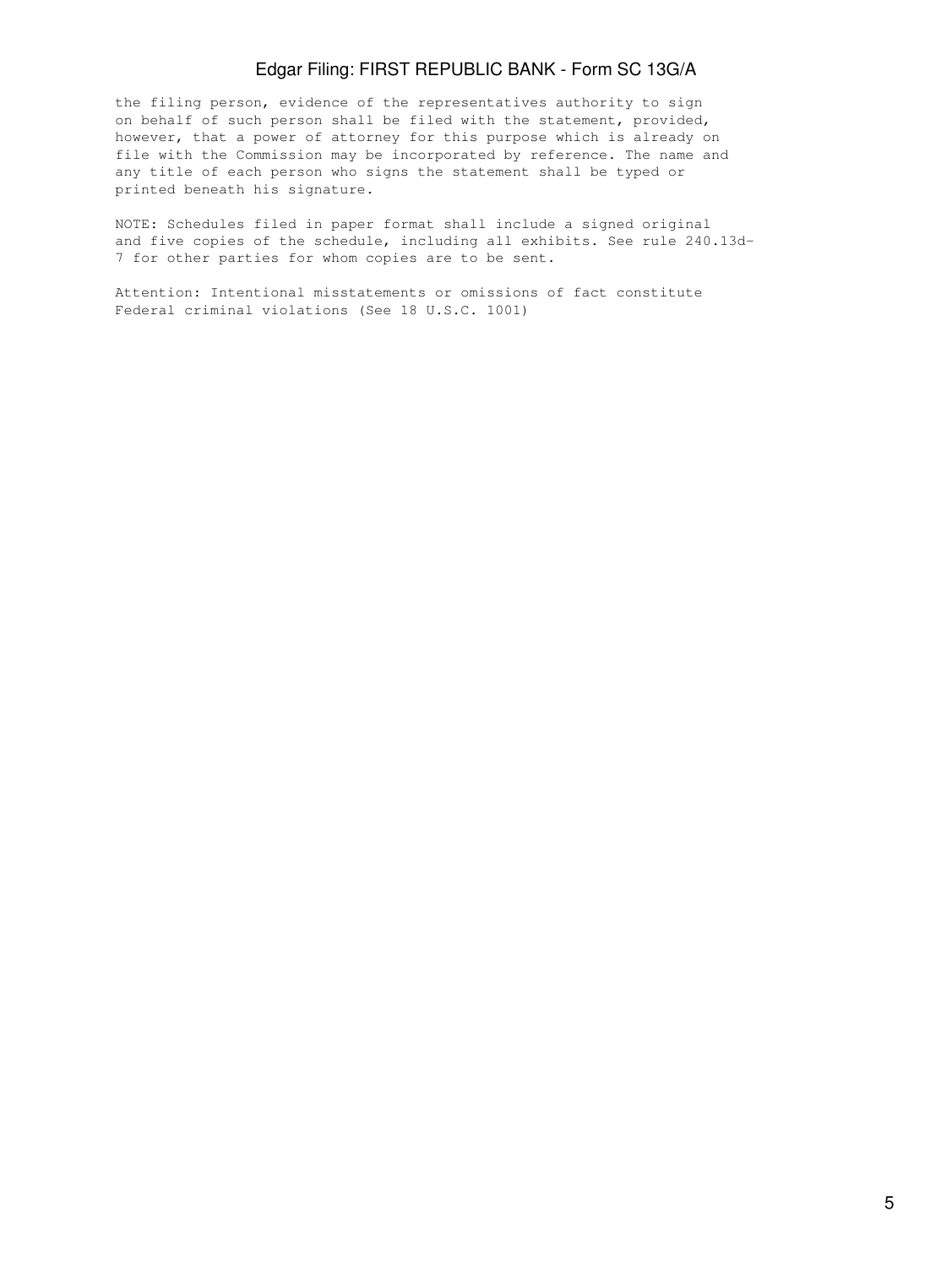the filing person, evidence of the representatives authority to sign on behalf of such person shall be filed with the statement, provided, however, that a power of attorney for this purpose which is already on file with the Commission may be incorporated by reference. The name and any title of each person who signs the statement shall be typed or printed beneath his signature.

NOTE: Schedules filed in paper format shall include a signed original and five copies of the schedule, including all exhibits. See rule 240.13d-7 for other parties for whom copies are to be sent.

Attention: Intentional misstatements or omissions of fact constitute Federal criminal violations (See 18 U.S.C. 1001)